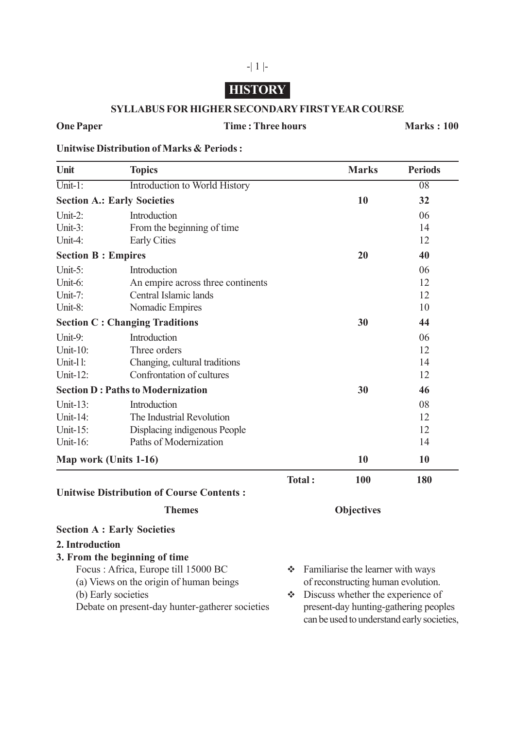# HISTORY

## SYLLABUS FOR HIGHER SECONDARY FIRST YEAR COURSE

**One Paper** **Time : Three hours** **Marks : 100**

**Unitwise Distribution of Marks & Periods :**

| Unit | Topics | Marks | Periods |
|---|---|---|---|
| Unit-1: | Introduction to World History | | 08 |
| **Section A.: Early Societies** | | **10** | **32** |
| Unit-2: | Introduction | | 06 |
| Unit-3: | From the beginning of time | | 14 |
| Unit-4: | Early Cities | | 12 |
| **Section B : Empires** | | **20** | **40** |
| Unit-5: | Introduction | | 06 |
| Unit-6: | An empire across three continents | | 12 |
| Unit-7: | Central Islamic lands | | 12 |
| Unit-8: | Nomadic Empires | | 10 |
| **Section C : Changing Traditions** | | **30** | **44** |
| Unit-9: | Introduction | | 06 |
| Unit-10: | Three orders | | 12 |
| Unit-l l: | Changing, cultural traditions | | 14 |
| Unit-12: | Confrontation of cultures | | 12 |
| **Section D : Paths to Modernization** | | **30** | **46** |
| Unit-13: | Introduction | | 08 |
| Unit-14: | The Industrial Revolution | | 12 |
| Unit-15: | Displacing indigenous People | | 12 |
| Unit-16: | Paths of Modernization | | 14 |
| **Map work (Units 1-16)** | | **10** | **10** |
| | **Total :** | **100** | **180** |

**Unitwise Distribution of Course Contents :**

| Themes | Objectives |
|---|---|
| **Section A : Early Societies** | |
| **2. Introduction** | |
| **3. From the beginning of time**<br>Focus : Africa, Europe till 15000 BC<br>(a) Views on the origin of human beings<br>(b) Early societies<br>Debate on present-day hunter-gatherer societies | ❖ Familiarise the learner with ways of reconstructing human evolution.<br>❖ Discuss whether the experience of present-day hunting-gathering peoples can be used to understand early societies, |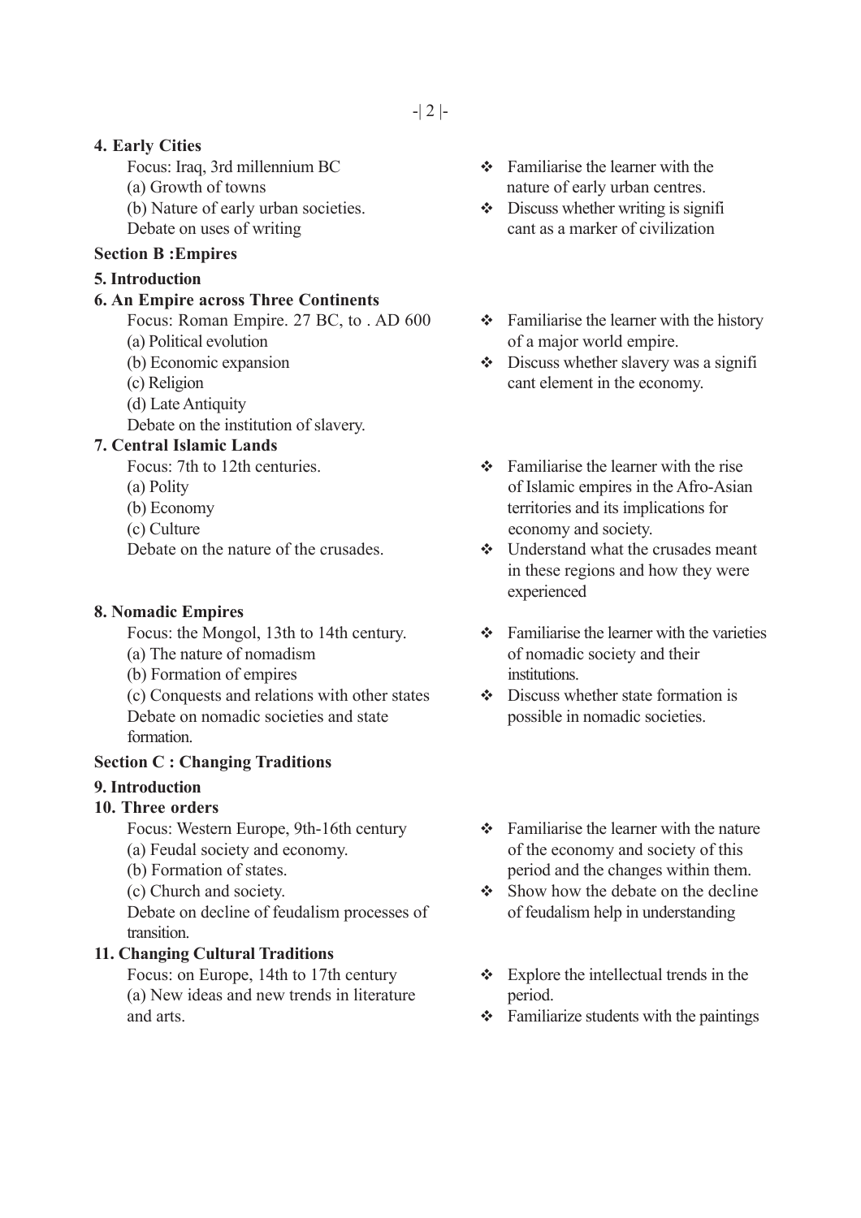**4. Early Cities**

Focus: Iraq, 3rd millennium BC

(a) Growth of towns

(b) Nature of early urban societies.

Debate on uses of writing

- ❖ Familiarise the learner with the nature of early urban centres.
- ❖ Discuss whether writing is signifi cant as a marker of civilization

**Section B :Empires**

**5. Introduction**

**6. An Empire across Three Continents**

Focus: Roman Empire. 27 BC, to . AD 600

(a) Political evolution

(b) Economic expansion

(c) Religion

(d) Late Antiquity

Debate on the institution of slavery.

- ❖ Familiarise the learner with the history of a major world empire.
- ❖ Discuss whether slavery was a signifi cant element in the economy.

**7. Central Islamic Lands**

Focus: 7th to 12th centuries.

(a) Polity

(b) Economy

(c) Culture

Debate on the nature of the crusades.

- ❖ Familiarise the learner with the rise of Islamic empires in the Afro-Asian territories and its implications for economy and society.
- ❖ Understand what the crusades meant in these regions and how they were experienced

**8. Nomadic Empires**

Focus: the Mongol, 13th to 14th century.

(a) The nature of nomadism

(b) Formation of empires

(c) Conquests and relations with other states

Debate on nomadic societies and state formation.

- ❖ Familiarise the learner with the varieties of nomadic society and their institutions.
- ❖ Discuss whether state formation is possible in nomadic societies.

**Section C : Changing Traditions**

**9. Introduction**

**10. Three orders**

Focus: Western Europe, 9th-16th century

(a) Feudal society and economy.

(b) Formation of states.

(c) Church and society.

Debate on decline of feudalism processes of transition.

- ❖ Familiarise the learner with the nature of the economy and society of this period and the changes within them.
- ❖ Show how the debate on the decline of feudalism help in understanding

**11. Changing Cultural Traditions**

Focus: on Europe, 14th to 17th century

(a) New ideas and new trends in literature and arts.

- ❖ Explore the intellectual trends in the period.
- ❖ Familiarize students with the paintings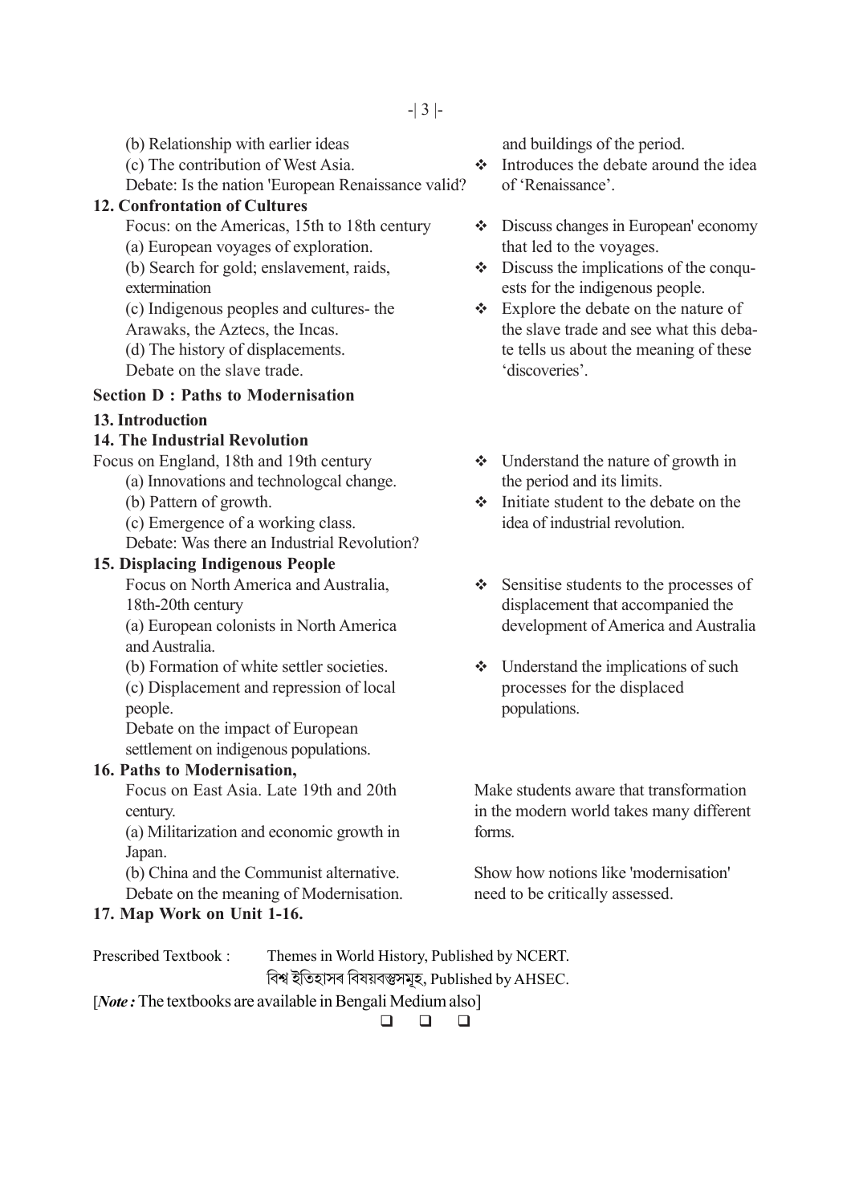(b) Relationship with earlier ideas

(c) The contribution of West Asia.

Debate: Is the nation 'European Renaissance valid?

- and buildings of the period.
- ❖ Introduces the debate around the idea of 'Renaissance'.

**12. Confrontation of Cultures**

Focus: on the Americas, 15th to 18th century

(a) European voyages of exploration.

(b) Search for gold; enslavement, raids, extermination

(c) Indigenous peoples and cultures- the Arawaks, the Aztecs, the Incas.

(d) The history of displacements.

Debate on the slave trade.

- ❖ Discuss changes in European' economy that led to the voyages.
- ❖ Discuss the implications of the conquests for the indigenous people.
- ❖ Explore the debate on the nature of the slave trade and see what this debate tells us about the meaning of these 'discoveries'.

**Section D : Paths to Modernisation**

**13. Introduction**

**14. The Industrial Revolution**

Focus on England, 18th and 19th century

(a) Innovations and technologcal change.

(b) Pattern of growth.

(c) Emergence of a working class.

Debate: Was there an Industrial Revolution?

- ❖ Understand the nature of growth in the period and its limits.
- ❖ Initiate student to the debate on the idea of industrial revolution.

**15. Displacing Indigenous People**

Focus on North America and Australia, 18th-20th century

(a) European colonists in North America and Australia.

(b) Formation of white settler societies.

(c) Displacement and repression of local people.

Debate on the impact of European settlement on indigenous populations.

- ❖ Sensitise students to the processes of displacement that accompanied the development of America and Australia
- ❖ Understand the implications of such processes for the displaced populations.

**16. Paths to Modernisation,**

Focus on East Asia. Late 19th and 20th century.

(a) Militarization and economic growth in Japan.

(b) China and the Communist alternative.

Debate on the meaning of Modernisation.

Make students aware that transformation in the modern world takes many different forms.

Show how notions like 'modernisation' need to be critically assessed.

**17. Map Work on Unit 1-16.**

Prescribed Textbook : Themes in World History, Published by NCERT.
বিশ্ব ইতিহাসৰ বিষয়বস্তুসমূহ, Published by AHSEC.

[*Note :* The textbooks are available in Bengali Medium also]

❑ ❑ ❑